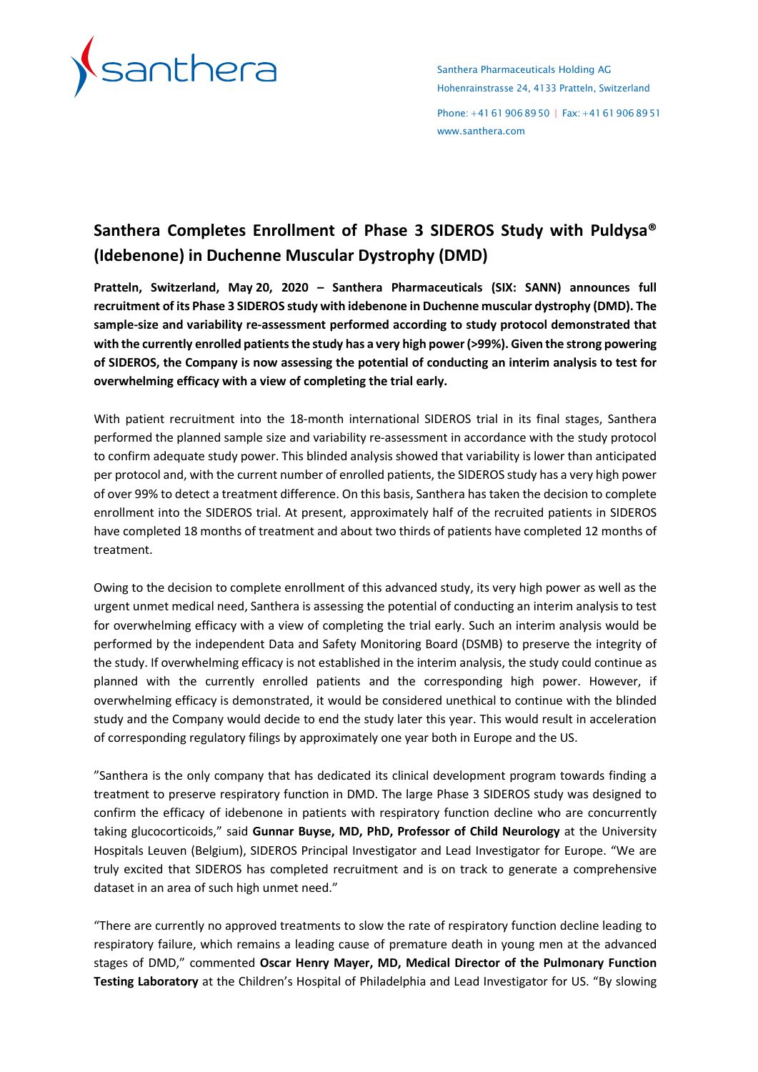Santhera Pharmaceuticals Holding AG
Hohenrainstrasse 24, 4133 Pratteln, Switzerland

Phone: +41 61 906 89 50 | Fax: +41 61 906 89 51
www.santhera.com

# Santhera Completes Enrollment of Phase 3 SIDEROS Study with Puldysa® (Idebenone) in Duchenne Muscular Dystrophy (DMD)

**Pratteln, Switzerland, May 20, 2020 – Santhera Pharmaceuticals (SIX: SANN) announces full recruitment of its Phase 3 SIDEROS study with idebenone in Duchenne muscular dystrophy (DMD). The sample-size and variability re-assessment performed according to study protocol demonstrated that with the currently enrolled patients the study has a very high power (>99%). Given the strong powering of SIDEROS, the Company is now assessing the potential of conducting an interim analysis to test for overwhelming efficacy with a view of completing the trial early.**

With patient recruitment into the 18-month international SIDEROS trial in its final stages, Santhera performed the planned sample size and variability re-assessment in accordance with the study protocol to confirm adequate study power. This blinded analysis showed that variability is lower than anticipated per protocol and, with the current number of enrolled patients, the SIDEROS study has a very high power of over 99% to detect a treatment difference. On this basis, Santhera has taken the decision to complete enrollment into the SIDEROS trial. At present, approximately half of the recruited patients in SIDEROS have completed 18 months of treatment and about two thirds of patients have completed 12 months of treatment.

Owing to the decision to complete enrollment of this advanced study, its very high power as well as the urgent unmet medical need, Santhera is assessing the potential of conducting an interim analysis to test for overwhelming efficacy with a view of completing the trial early. Such an interim analysis would be performed by the independent Data and Safety Monitoring Board (DSMB) to preserve the integrity of the study. If overwhelming efficacy is not established in the interim analysis, the study could continue as planned with the currently enrolled patients and the corresponding high power. However, if overwhelming efficacy is demonstrated, it would be considered unethical to continue with the blinded study and the Company would decide to end the study later this year. This would result in acceleration of corresponding regulatory filings by approximately one year both in Europe and the US.

"Santhera is the only company that has dedicated its clinical development program towards finding a treatment to preserve respiratory function in DMD. The large Phase 3 SIDEROS study was designed to confirm the efficacy of idebenone in patients with respiratory function decline who are concurrently taking glucocorticoids," said **Gunnar Buyse, MD, PhD, Professor of Child Neurology** at the University Hospitals Leuven (Belgium), SIDEROS Principal Investigator and Lead Investigator for Europe. "We are truly excited that SIDEROS has completed recruitment and is on track to generate a comprehensive dataset in an area of such high unmet need."

"There are currently no approved treatments to slow the rate of respiratory function decline leading to respiratory failure, which remains a leading cause of premature death in young men at the advanced stages of DMD," commented **Oscar Henry Mayer, MD, Medical Director of the Pulmonary Function Testing Laboratory** at the Children's Hospital of Philadelphia and Lead Investigator for US. "By slowing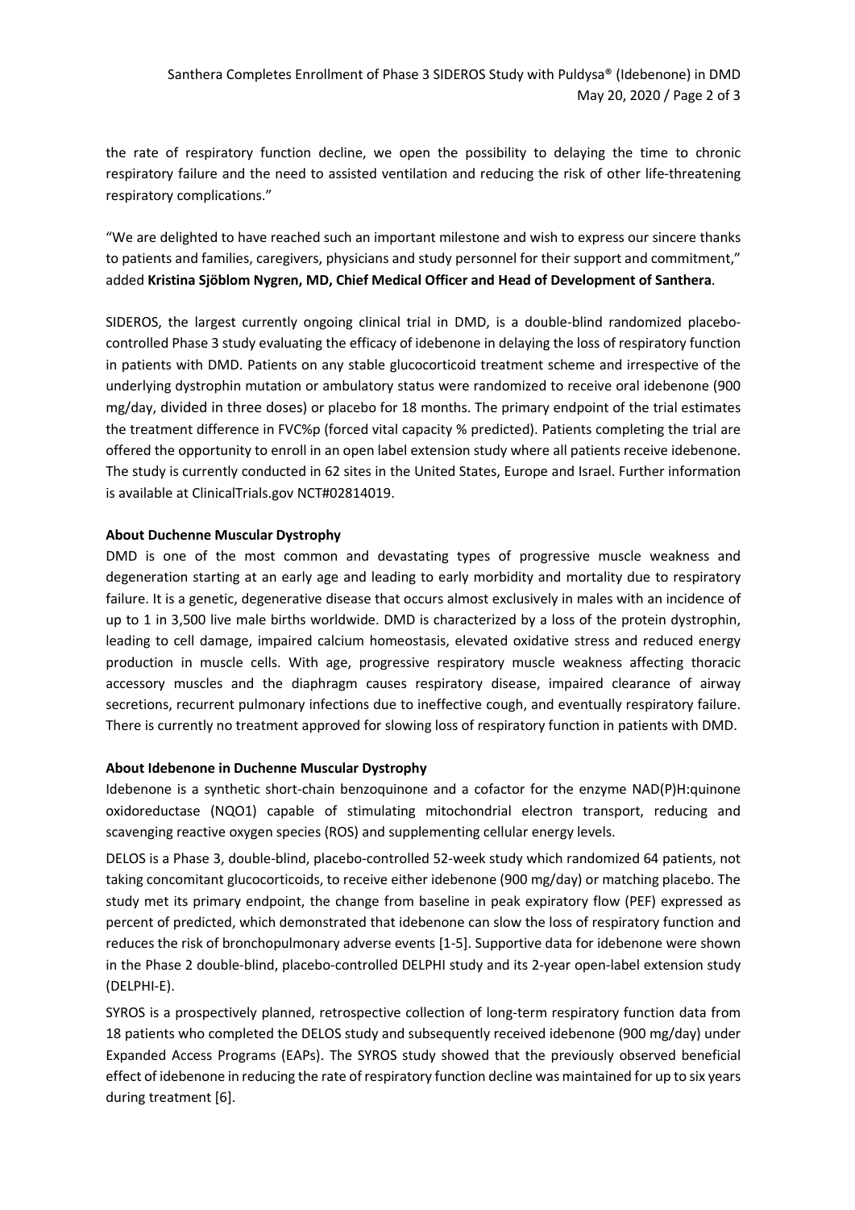the rate of respiratory function decline, we open the possibility to delaying the time to chronic respiratory failure and the need to assisted ventilation and reducing the risk of other life-threatening respiratory complications."

"We are delighted to have reached such an important milestone and wish to express our sincere thanks to patients and families, caregivers, physicians and study personnel for their support and commitment," added **Kristina Sjöblom Nygren, MD, Chief Medical Officer and Head of Development of Santhera**.

SIDEROS, the largest currently ongoing clinical trial in DMD, is a double-blind randomized placebo-controlled Phase 3 study evaluating the efficacy of idebenone in delaying the loss of respiratory function in patients with DMD. Patients on any stable glucocorticoid treatment scheme and irrespective of the underlying dystrophin mutation or ambulatory status were randomized to receive oral idebenone (900 mg/day, divided in three doses) or placebo for 18 months. The primary endpoint of the trial estimates the treatment difference in FVC%p (forced vital capacity % predicted). Patients completing the trial are offered the opportunity to enroll in an open label extension study where all patients receive idebenone. The study is currently conducted in 62 sites in the United States, Europe and Israel. Further information is available at ClinicalTrials.gov NCT#02814019.

**About Duchenne Muscular Dystrophy**

DMD is one of the most common and devastating types of progressive muscle weakness and degeneration starting at an early age and leading to early morbidity and mortality due to respiratory failure. It is a genetic, degenerative disease that occurs almost exclusively in males with an incidence of up to 1 in 3,500 live male births worldwide. DMD is characterized by a loss of the protein dystrophin, leading to cell damage, impaired calcium homeostasis, elevated oxidative stress and reduced energy production in muscle cells. With age, progressive respiratory muscle weakness affecting thoracic accessory muscles and the diaphragm causes respiratory disease, impaired clearance of airway secretions, recurrent pulmonary infections due to ineffective cough, and eventually respiratory failure. There is currently no treatment approved for slowing loss of respiratory function in patients with DMD.

**About Idebenone in Duchenne Muscular Dystrophy**

Idebenone is a synthetic short-chain benzoquinone and a cofactor for the enzyme NAD(P)H:quinone oxidoreductase (NQO1) capable of stimulating mitochondrial electron transport, reducing and scavenging reactive oxygen species (ROS) and supplementing cellular energy levels.

DELOS is a Phase 3, double-blind, placebo-controlled 52-week study which randomized 64 patients, not taking concomitant glucocorticoids, to receive either idebenone (900 mg/day) or matching placebo. The study met its primary endpoint, the change from baseline in peak expiratory flow (PEF) expressed as percent of predicted, which demonstrated that idebenone can slow the loss of respiratory function and reduces the risk of bronchopulmonary adverse events [1-5]. Supportive data for idebenone were shown in the Phase 2 double-blind, placebo-controlled DELPHI study and its 2-year open-label extension study (DELPHI-E).

SYROS is a prospectively planned, retrospective collection of long-term respiratory function data from 18 patients who completed the DELOS study and subsequently received idebenone (900 mg/day) under Expanded Access Programs (EAPs). The SYROS study showed that the previously observed beneficial effect of idebenone in reducing the rate of respiratory function decline was maintained for up to six years during treatment [6].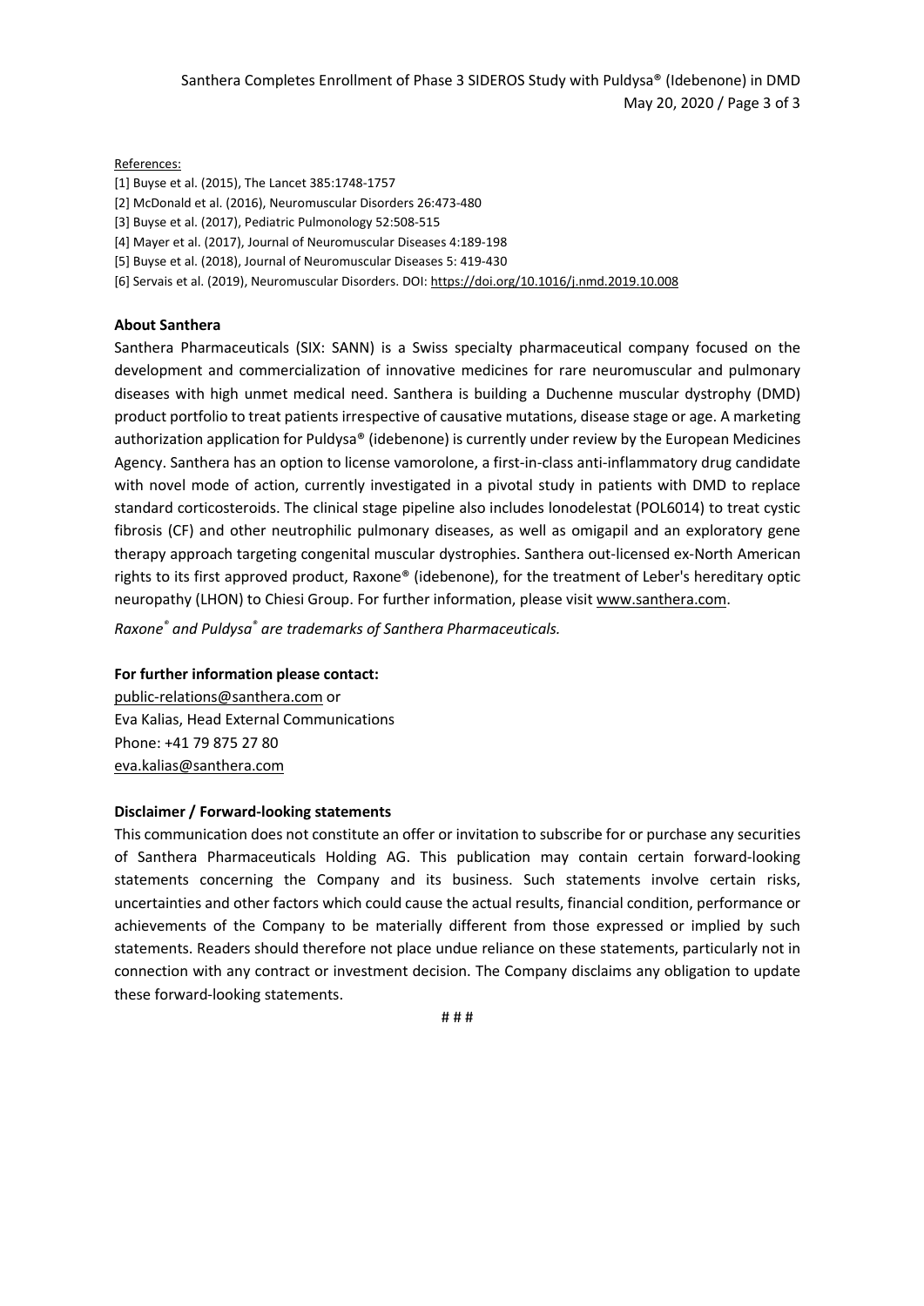References:

[1] Buyse et al. (2015), The Lancet 385:1748-1757

[2] McDonald et al. (2016), Neuromuscular Disorders 26:473-480

[3] Buyse et al. (2017), Pediatric Pulmonology 52:508-515

[4] Mayer et al. (2017), Journal of Neuromuscular Diseases 4:189-198

[5] Buyse et al. (2018), Journal of Neuromuscular Diseases 5: 419-430

[6] Servais et al. (2019), Neuromuscular Disorders. DOI: https://doi.org/10.1016/j.nmd.2019.10.008

**About Santhera**

Santhera Pharmaceuticals (SIX: SANN) is a Swiss specialty pharmaceutical company focused on the development and commercialization of innovative medicines for rare neuromuscular and pulmonary diseases with high unmet medical need. Santhera is building a Duchenne muscular dystrophy (DMD) product portfolio to treat patients irrespective of causative mutations, disease stage or age. A marketing authorization application for Puldysa® (idebenone) is currently under review by the European Medicines Agency. Santhera has an option to license vamorolone, a first-in-class anti-inflammatory drug candidate with novel mode of action, currently investigated in a pivotal study in patients with DMD to replace standard corticosteroids. The clinical stage pipeline also includes lonodelestat (POL6014) to treat cystic fibrosis (CF) and other neutrophilic pulmonary diseases, as well as omigapil and an exploratory gene therapy approach targeting congenital muscular dystrophies. Santhera out-licensed ex-North American rights to its first approved product, Raxone® (idebenone), for the treatment of Leber's hereditary optic neuropathy (LHON) to Chiesi Group. For further information, please visit www.santhera.com.

*Raxone® and Puldysa® are trademarks of Santhera Pharmaceuticals.*

**For further information please contact:**

public-relations@santhera.com or
Eva Kalias, Head External Communications
Phone: +41 79 875 27 80
eva.kalias@santhera.com

**Disclaimer / Forward-looking statements**

This communication does not constitute an offer or invitation to subscribe for or purchase any securities of Santhera Pharmaceuticals Holding AG. This publication may contain certain forward-looking statements concerning the Company and its business. Such statements involve certain risks, uncertainties and other factors which could cause the actual results, financial condition, performance or achievements of the Company to be materially different from those expressed or implied by such statements. Readers should therefore not place undue reliance on these statements, particularly not in connection with any contract or investment decision. The Company disclaims any obligation to update these forward-looking statements.

# # #